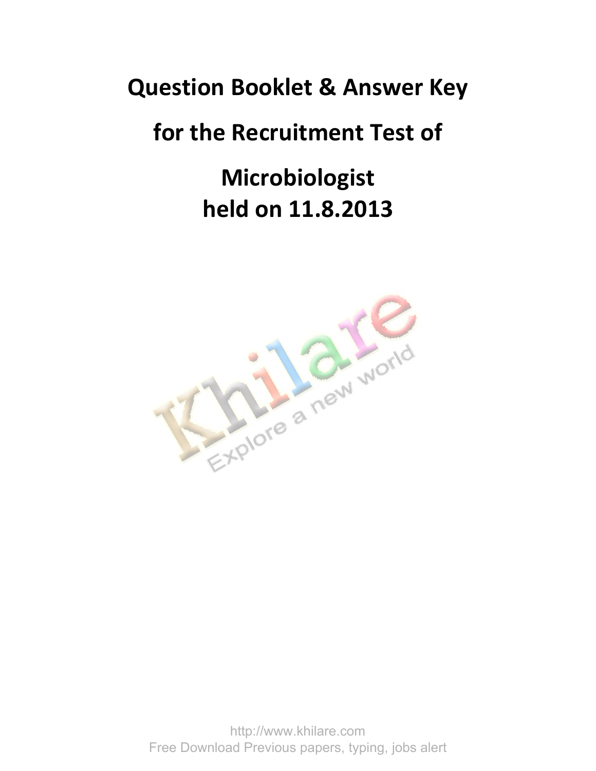# Question Booklet & Answer Key

# for the Recruitment Test of

# Microbiologist
# held on 11.8.2013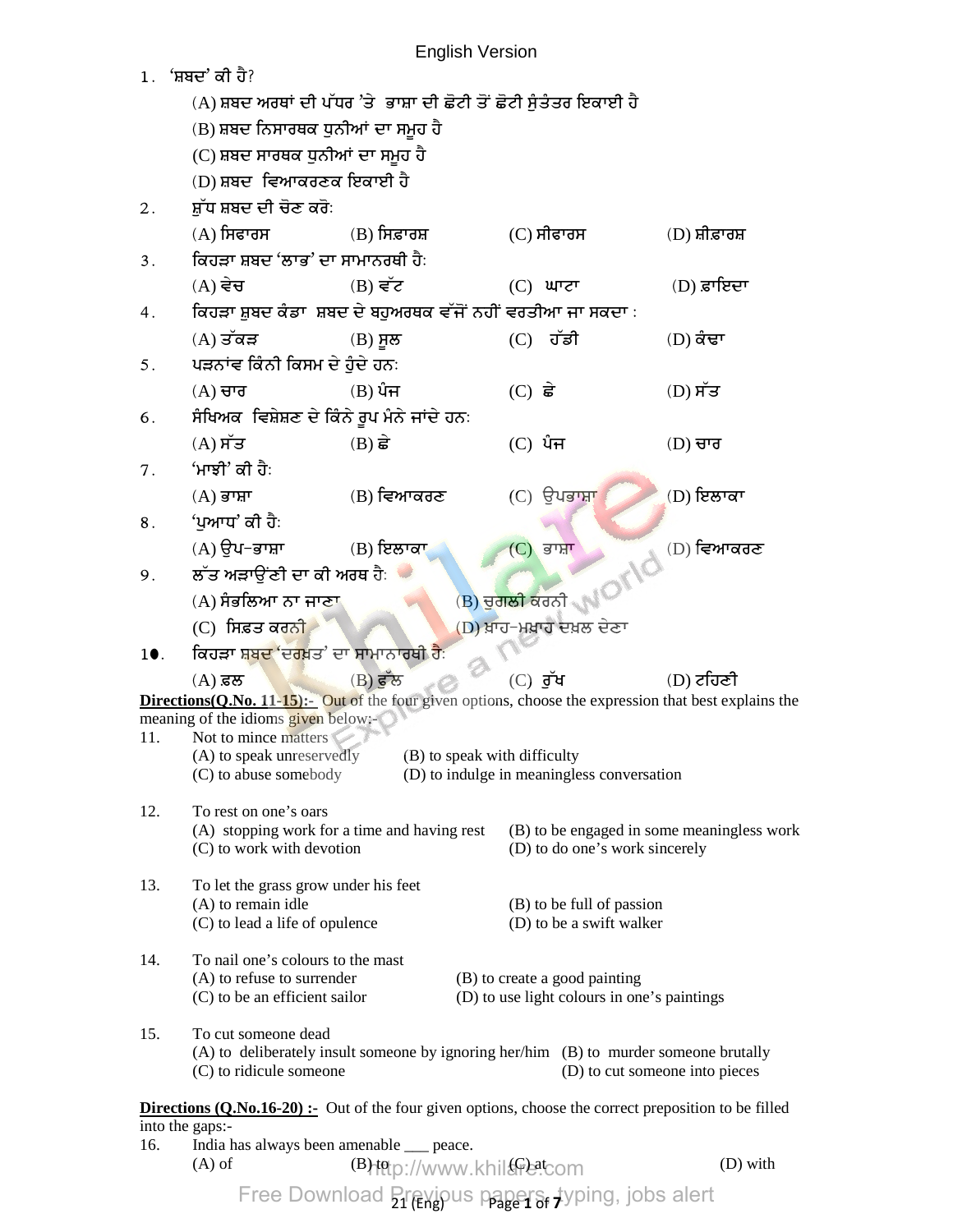English Version

1. 'ਸ਼ਬਦ' ਕੀ ਹੈ?
   (A) ਸ਼ਬਦ ਅਰਥਾਂ ਦੀ ਪੱਧਰ 'ਤੇ ਭਾਸ਼ਾ ਦੀ ਛੋਟੀ ਤੋਂ ਛੋਟੀ ਸੁੰਤੰਤਰ ਇਕਾਈ ਹੈ
   (B) ਸ਼ਬਦ ਨਿਸਾਰਥਕ ਧੁਨੀਆਂ ਦਾ ਸਮੂਹ ਹੈ
   (C) ਸ਼ਬਦ ਸਾਰਥਕ ਧੁਨੀਆਂ ਦਾ ਸਮੂਹ ਹੈ
   (D) ਸ਼ਬਦ ਵਿਆਕਰਣਕ ਇਕਾਈ ਹੈ

2. ਸ਼ੁੱਧ ਸ਼ਬਦ ਦੀ ਚੋਣ ਕਰੋ:
   (A) ਸਿਫਾਰਸ (B) ਸਿਫ਼ਾਰਸ਼ (C) ਸੀਫਾਰਸ (D) ਸ਼ੀਫ਼ਾਰਸ਼

3. ਕਿਹੜਾ ਸ਼ਬਦ 'ਲਾਭ' ਦਾ ਸਾਮਾਨਰਥੀ ਹੈ:
   (A) ਵੇਚ (B) ਵੱਟ (C) ਘਾਟਾ (D) ਫ਼ਾਇਦਾ

4. ਕਿਹੜਾ ਸ਼ੁਬਦ ਕੰਡਾ ਸ਼ਬਦ ਦੇ ਬਹੁਅਰਥਕ ਵੱਜੋਂ ਨਹੀਂ ਵਰਤੀਆ ਜਾ ਸਕਦਾ :
   (A) ਤੱਕੜ (B) ਸੂਲ (C) ਹੱਡੀ (D) ਕੰਢਾ

5. ਪੜਨਾਂਵ ਕਿੰਨੀ ਕਿਸਮ ਦੇ ਹੁੰਦੇ ਹਨ:
   (A) ਚਾਰ (B) ਪੰਜ (C) ਛੇ (D) ਸੱਤ

6. ਸੰਖਿਅਕ ਵਿਸ਼ੇਸ਼ਣ ਦੇ ਕਿੰਨੇ ਰੂਪ ਮੰਨੇ ਜਾਂਦੇ ਹਨ:
   (A) ਸੱਤ (B) ਛੇ (C) ਪੰਜ (D) ਚਾਰ

7. 'ਮਾਝੀ' ਕੀ ਹੈ:
   (A) ਭਾਸ਼ਾ (B) ਵਿਆਕਰਣ (C) ਉਪਭਾਸ਼ਾ (D) ਇਲਾਕਾ

8. 'ਪੁਆਧ' ਕੀ ਹੈ:
   (A) ਉਪ-ਭਾਸ਼ਾ (B) ਇਲਾਕਾ (C) ਭਾਸ਼ਾ (D) ਵਿਆਕਰਣ

9. ਲੱਤ ਅੜਾਉਂਣੀ ਦਾ ਕੀ ਅਰਥ ਹੈ:
   (A) ਸੰਭਲਿਆ ਨਾ ਜਾਣਾ (B) ਚੁਗਲੀ ਕਰਨੀ
   (C) ਸਿਫ਼ਤ ਕਰਨੀ (D) ਖ਼ਾਹ-ਮਖ਼ਾਹ ਦਖ਼ਲ ਦੇਣਾ

10. ਕਿਹੜਾ ਸ਼ਬਦ 'ਦਰਖ਼ਤ' ਦਾ ਸਾਮਾਨਾਰਥੀ ਹੈ:
   (A) ਫ਼ਲ (B) ਫੁੱਲ (C) ਰੁੱਖ (D) ਟਹਿਣੀ

**Directions(Q.No. 11-15):-** Out of the four given options, choose the expression that best explains the meaning of the idioms given below:-

11. Not to mince matters
   (A) to speak unreservedly (B) to speak with difficulty
   (C) to abuse somebody (D) to indulge in meaningless conversation

12. To rest on one's oars
   (A) stopping work for a time and having rest (B) to be engaged in some meaningless work
   (C) to work with devotion (D) to do one's work sincerely

13. To let the grass grow under his feet
   (A) to remain idle (B) to be full of passion
   (C) to lead a life of opulence (D) to be a swift walker

14. To nail one's colours to the mast
   (A) to refuse to surrender (B) to create a good painting
   (C) to be an efficient sailor (D) to use light colours in one's paintings

15. To cut someone dead
   (A) to deliberately insult someone by ignoring her/him (B) to murder someone brutally
   (C) to ridicule someone (D) to cut someone into pieces

**Directions (Q.No.16-20) :-** Out of the four given options, choose the correct preposition to be filled into the gaps:-

16. India has always been amenable ___ peace.
   (A) of (B) to (C) at (D) with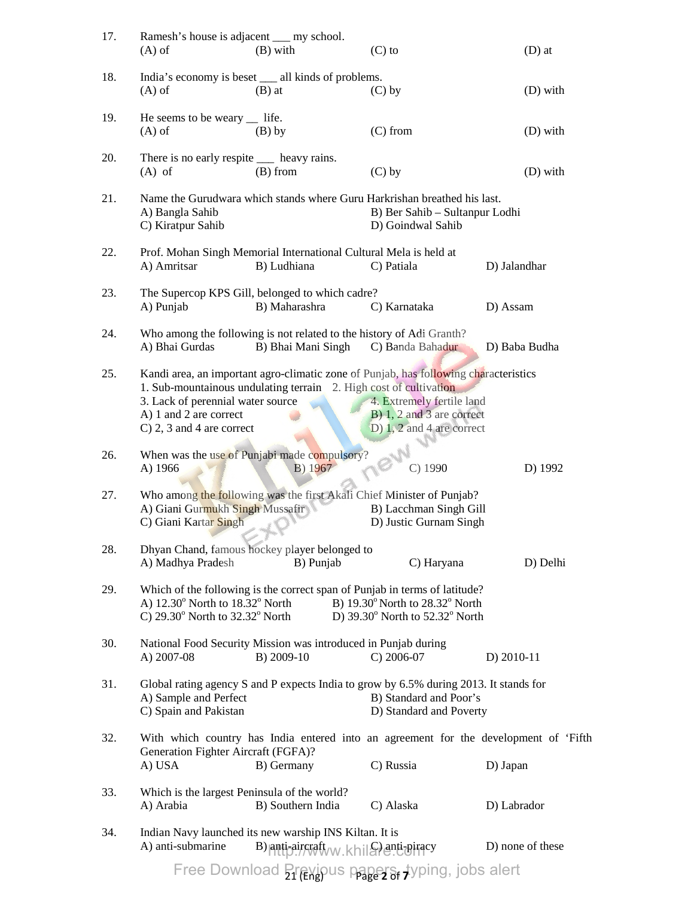17. Ramesh's house is adjacent ___ my school.
(A) of (B) with (C) to (D) at

18. India's economy is beset ___ all kinds of problems.
(A) of (B) at (C) by (D) with

19. He seems to be weary __ life.
(A) of (B) by (C) from (D) with

20. There is no early respite ___ heavy rains.
(A) of (B) from (C) by (D) with

21. Name the Gurudwara which stands where Guru Harkrishan breathed his last.
A) Bangla Sahib B) Ber Sahib – Sultanpur Lodhi
C) Kiratpur Sahib D) Goindwal Sahib

22. Prof. Mohan Singh Memorial International Cultural Mela is held at
A) Amritsar B) Ludhiana C) Patiala D) Jalandhar

23. The Supercop KPS Gill, belonged to which cadre?
A) Punjab B) Maharashra C) Karnataka D) Assam

24. Who among the following is not related to the history of Adi Granth?
A) Bhai Gurdas B) Bhai Mani Singh C) Banda Bahadur D) Baba Budha

25. Kandi area, an important agro-climatic zone of Punjab, has following characteristics
1. Sub-mountainous undulating terrain 2. High cost of cultivation
3. Lack of perennial water source 4. Extremely fertile land
A) 1 and 2 are correct B) 1, 2 and 3 are correct
C) 2, 3 and 4 are correct D) 1, 2 and 4 are correct

26. When was the use of Punjabi made compulsory?
A) 1966 B) 1967 C) 1990 D) 1992

27. Who among the following was the first Akali Chief Minister of Punjab?
A) Giani Gurmukh Singh Mussafir B) Lacchman Singh Gill
C) Giani Kartar Singh D) Justic Gurnam Singh

28. Dhyan Chand, famous hockey player belonged to
A) Madhya Pradesh B) Punjab C) Haryana D) Delhi

29. Which of the following is the correct span of Punjab in terms of latitude?
A) $12.30^{o}$ North to $18.32^{o}$ North B) $19.30^{o}$ North to $28.32^{o}$ North
C) $29.30^{o}$ North to $32.32^{o}$ North D) $39.30^{o}$ North to $52.32^{o}$ North

30. National Food Security Mission was introduced in Punjab during
A) 2007-08 B) 2009-10 C) 2006-07 D) 2010-11

31. Global rating agency S and P expects India to grow by 6.5% during 2013. It stands for
A) Sample and Perfect B) Standard and Poor's
C) Spain and Pakistan D) Standard and Poverty

32. With which country has India entered into an agreement for the development of 'Fifth Generation Fighter Aircraft (FGFA)?
A) USA B) Germany C) Russia D) Japan

33. Which is the largest Peninsula of the world?
A) Arabia B) Southern India C) Alaska D) Labrador

34. Indian Navy launched its new warship INS Kiltan. It is
A) anti-submarine B) anti-aircraft C) anti-piracy D) none of these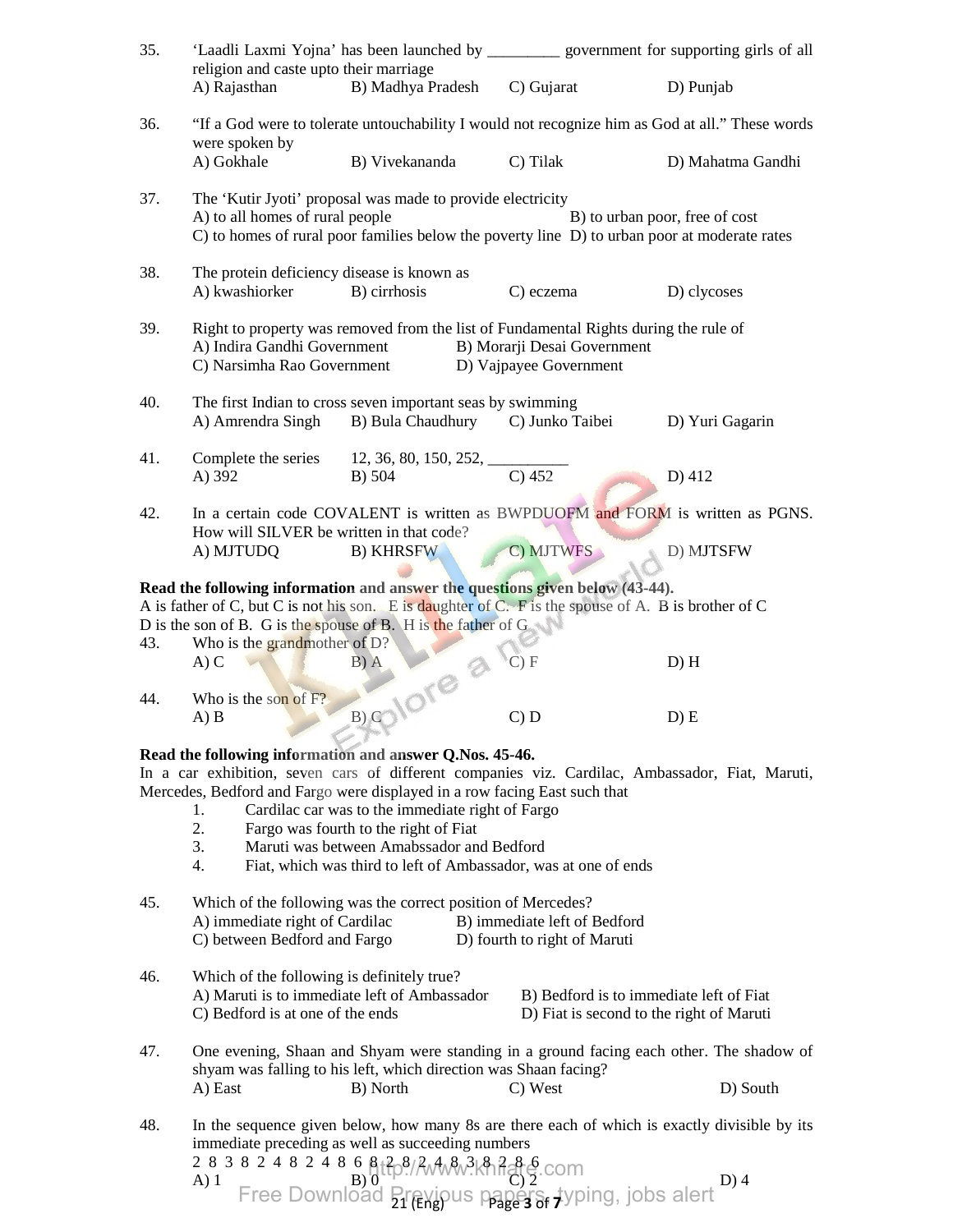35. ‘Laadli Laxmi Yojna’ has been launched by _________ government for supporting girls of all religion and caste upto their marriage
A) Rajasthan B) Madhya Pradesh C) Gujarat D) Punjab

36. “If a God were to tolerate untouchability I would not recognize him as God at all.” These words were spoken by
A) Gokhale B) Vivekananda C) Tilak D) Mahatma Gandhi

37. The ‘Kutir Jyoti’ proposal was made to provide electricity
A) to all homes of rural people
B) to urban poor, free of cost
C) to homes of rural poor families below the poverty line
D) to urban poor at moderate rates

38. The protein deficiency disease is known as
A) kwashiorker B) cirrhosis C) eczema D) clycoses

39. Right to property was removed from the list of Fundamental Rights during the rule of
A) Indira Gandhi Government
B) Morarji Desai Government
C) Narsimha Rao Government
D) Vajpayee Government

40. The first Indian to cross seven important seas by swimming
A) Amrendra Singh B) Bula Chaudhury C) Junko Taibei D) Yuri Gagarin

41. Complete the series 12, 36, 80, 150, 252, __________
A) 392 B) 504 C) 452 D) 412

42. In a certain code COVALENT is written as BWPDUOFM and FORM is written as PGNS. How will SILVER be written in that code?
A) MJTUDQ B) KHRSFW C) MJTWFS D) MJTSFW

**Read the following information and answer the questions given below (43-44).**

A is father of C, but C is not his son. E is daughter of C. F is the spouse of A. B is brother of C D is the son of B. G is the spouse of B. H is the father of G

43. Who is the grandmother of D?
A) C B) A C) F D) H

44. Who is the son of F?
A) B B) C C) D D) E

**Read the following information and answer Q.Nos. 45-46.**

In a car exhibition, seven cars of different companies viz. Cardilac, Ambassador, Fiat, Maruti, Mercedes, Bedford and Fargo were displayed in a row facing East such that

1. Cardilac car was to the immediate right of Fargo
2. Fargo was fourth to the right of Fiat
3. Maruti was between Amabssador and Bedford
4. Fiat, which was third to left of Ambassador, was at one of ends

45. Which of the following was the correct position of Mercedes?
A) immediate right of Cardilac
B) immediate left of Bedford
C) between Bedford and Fargo
D) fourth to right of Maruti

46. Which of the following is definitely true?
A) Maruti is to immediate left of Ambassador
B) Bedford is to immediate left of Fiat
C) Bedford is at one of the ends
D) Fiat is second to the right of Maruti

47. One evening, Shaan and Shyam were standing in a ground facing each other. The shadow of shyam was falling to his left, which direction was Shaan facing?
A) East B) North C) West D) South

48. In the sequence given below, how many 8s are there each of which is exactly divisible by its immediate preceding as well as succeeding numbers
2 8 3 8 2 4 8 2 4 8 6 8 2 8 2 4 8 3 8 2 8 6
A) 1 B) 0 C) 2 D) 4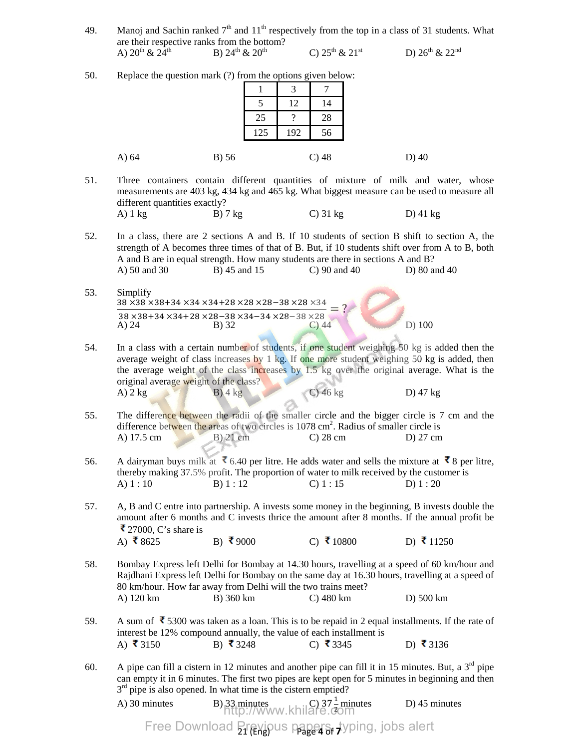49. Manoj and Sachin ranked 7th and 11th respectively from the top in a class of 31 students. What are their respective ranks from the bottom?

A) 20th & 24th B) 24th & 20th C) 25th & 21st D) 26th & 22nd

50. Replace the question mark (?) from the options given below:

| 1 | 3 | 7 |
|---|---|---|
| 5 | 12 | 14 |
| 25 | ? | 28 |
| 125 | 192 | 56 |

A) 64 B) 56 C) 48 D) 40

51. Three containers contain different quantities of mixture of milk and water, whose measurements are 403 kg, 434 kg and 465 kg. What biggest measure can be used to measure all different quantities exactly?

A) 1 kg B) 7 kg C) 31 kg D) 41 kg

52. In a class, there are 2 sections A and B. If 10 students of section B shift to section A, the strength of A becomes three times of that of B. But, if 10 students shift over from A to B, both A and B are in equal strength. How many students are there in sections A and B?

A) 50 and 30 B) 45 and 15 C) 90 and 40 D) 80 and 40

53. Simplify

$$\frac{38\times38\times38+34\times34\times34+28\times28\times28-38\times28\times34}{38\times38+34\times34+28\times28-38\times34-34\times28-38\times28}=?$$

A) 24 B) 32 C) 44 D) 100

54. In a class with a certain number of students, if one student weighing 50 kg is added then the average weight of class increases by 1 kg. If one more student weighing 50 kg is added, then the average weight of the class increases by 1.5 kg over the original average. What is the original average weight of the class?

A) 2 kg B) 4 kg C) 46 kg D) 47 kg

55. The difference between the radii of the smaller circle and the bigger circle is 7 cm and the difference between the areas of two circles is 1078 $cm^2$. Radius of smaller circle is

A) 17.5 cm B) 21 cm C) 28 cm D) 27 cm

56. A dairyman buys milk at ₹ 6.40 per litre. He adds water and sells the mixture at ₹ 8 per litre, thereby making 37.5% profit. The proportion of water to milk received by the customer is

A) 1 : 10 B) 1 : 12 C) 1 : 15 D) 1 : 20

57. A, B and C entre into partnership. A invests some money in the beginning, B invests double the amount after 6 months and C invests thrice the amount after 8 months. If the annual profit be ₹ 27000, C's share is

A) ₹ 8625 B) ₹ 9000 C) ₹ 10800 D) ₹ 11250

58. Bombay Express left Delhi for Bombay at 14.30 hours, travelling at a speed of 60 km/hour and Rajdhani Express left Delhi for Bombay on the same day at 16.30 hours, travelling at a speed of 80 km/hour. How far away from Delhi will the two trains meet?

A) 120 km B) 360 km C) 480 km D) 500 km

59. A sum of ₹ 5300 was taken as a loan. This is to be repaid in 2 equal installments. If the rate of interest be 12% compound annually, the value of each installment is

A) ₹ 3150 B) ₹ 3248 C) ₹ 3345 D) ₹ 3136

60. A pipe can fill a cistern in 12 minutes and another pipe can fill it in 15 minutes. But, a 3rd pipe can empty it in 6 minutes. The first two pipes are kept open for 5 minutes in beginning and then 3rd pipe is also opened. In what time is the cistern emptied?

A) 30 minutes B) 33 minutes C) $37\frac{1}{2}$ minutes D) 45 minutes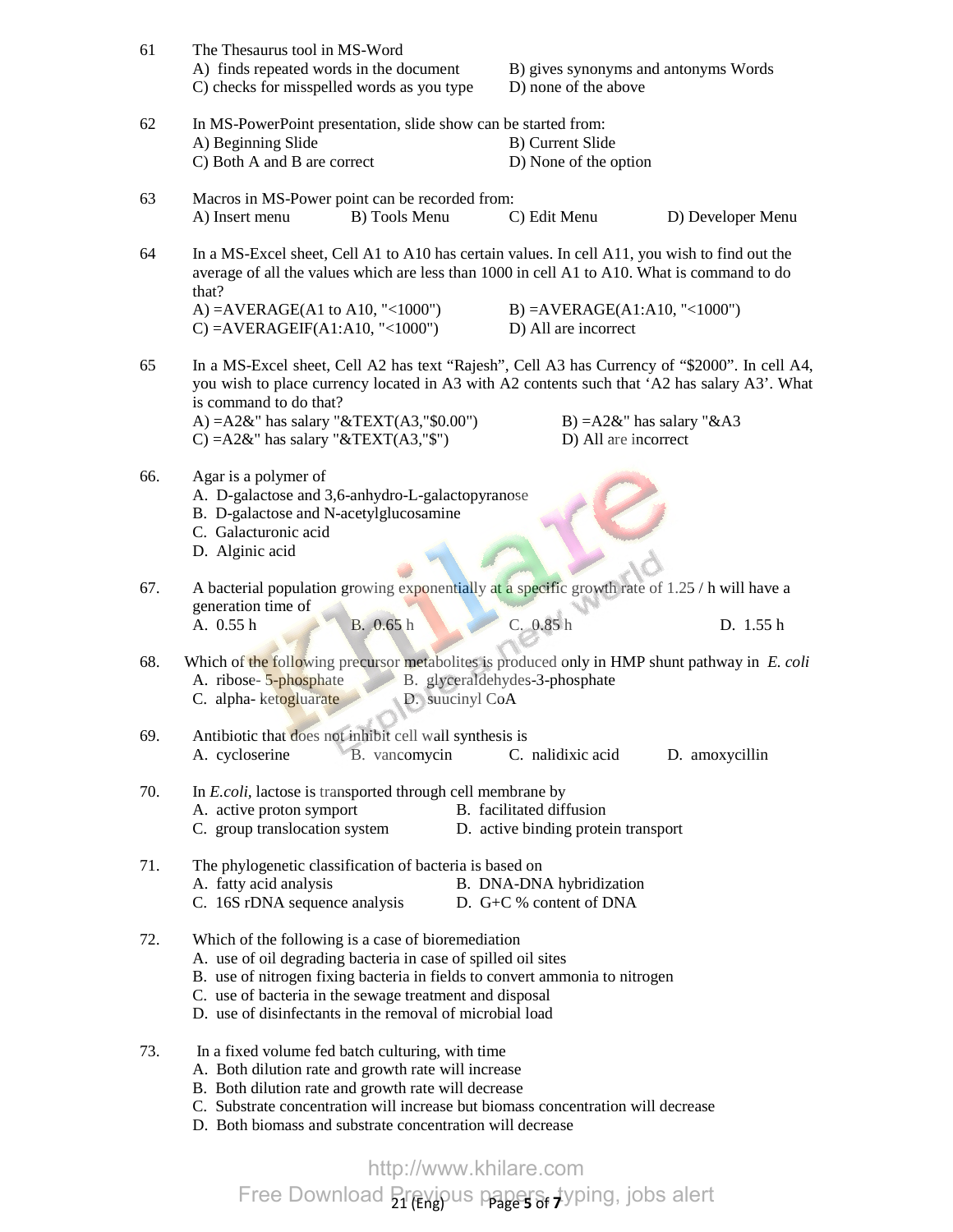61 The Thesaurus tool in MS-Word

A) finds repeated words in the document
B) gives synonyms and antonyms Words
C) checks for misspelled words as you type
D) none of the above

62 In MS-PowerPoint presentation, slide show can be started from:

A) Beginning Slide
B) Current Slide
C) Both A and B are correct
D) None of the option

63 Macros in MS-Power point can be recorded from:

A) Insert menu
B) Tools Menu
C) Edit Menu
D) Developer Menu

64 In a MS-Excel sheet, Cell A1 to A10 has certain values. In cell A11, you wish to find out the average of all the values which are less than 1000 in cell A1 to A10. What is command to do that?

A) =AVERAGE(A1 to A10, "<1000")
B) =AVERAGE(A1:A10, "<1000")
C) =AVERAGEIF(A1:A10, "<1000")
D) All are incorrect

65 In a MS-Excel sheet, Cell A2 has text "Rajesh", Cell A3 has Currency of "$2000". In cell A4, you wish to place currency located in A3 with A2 contents such that 'A2 has salary A3'. What is command to do that?

A) =A2&" has salary "&TEXT(A3,"$0.00")
B) =A2&" has salary "&A3
C) =A2&" has salary "&TEXT(A3,"$")
D) All are incorrect

66. Agar is a polymer of

A. D-galactose and 3,6-anhydro-L-galactopyranose
B. D-galactose and N-acetylglucosamine
C. Galacturonic acid
D. Alginic acid

67. A bacterial population growing exponentially at a specific growth rate of 1.25 / h will have a generation time of

A. 0.55 h
B. 0.65 h
C. 0.85 h
D. 1.55 h

68. Which of the following precursor metabolites is produced only in HMP shunt pathway in *E. coli*

A. ribose- 5-phosphate
B. glyceraldehydes-3-phosphate
C. alpha- ketogluarate
D. suucinyl CoA

69. Antibiotic that does not inhibit cell wall synthesis is

A. cycloserine
B. vancomycin
C. nalidixic acid
D. amoxycillin

70. In *E.coli*, lactose is transported through cell membrane by

A. active proton symport
B. facilitated diffusion
C. group translocation system
D. active binding protein transport

71. The phylogenetic classification of bacteria is based on

A. fatty acid analysis
B. DNA-DNA hybridization
C. 16S rDNA sequence analysis
D. G+C % content of DNA

72. Which of the following is a case of bioremediation

A. use of oil degrading bacteria in case of spilled oil sites
B. use of nitrogen fixing bacteria in fields to convert ammonia to nitrogen
C. use of bacteria in the sewage treatment and disposal
D. use of disinfectants in the removal of microbial load

73. In a fixed volume fed batch culturing, with time

A. Both dilution rate and growth rate will increase
B. Both dilution rate and growth rate will decrease
C. Substrate concentration will increase but biomass concentration will decrease
D. Both biomass and substrate concentration will decrease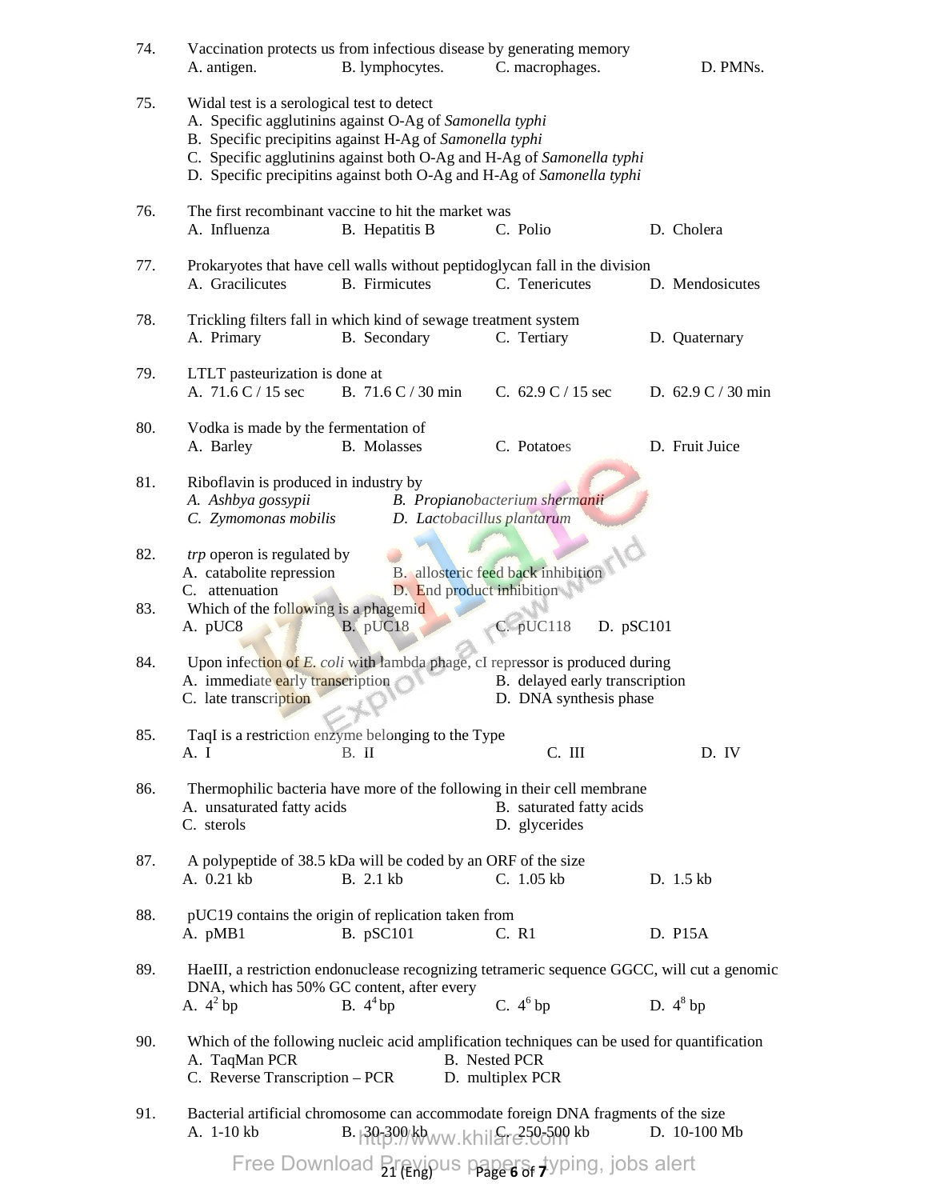74. Vaccination protects us from infectious disease by generating memory

A. antigen. B. lymphocytes. C. macrophages. D. PMNs.

75. Widal test is a serological test to detect

A. Specific agglutinins against O-Ag of *Samonella typhi*
B. Specific precipitins against H-Ag of *Samonella typhi*
C. Specific agglutinins against both O-Ag and H-Ag of *Samonella typhi*
D. Specific precipitins against both O-Ag and H-Ag of *Samonella typhi*

76. The first recombinant vaccine to hit the market was

A. Influenza B. Hepatitis B C. Polio D. Cholera

77. Prokaryotes that have cell walls without peptidoglycan fall in the division

A. Gracilicutes B. Firmicutes C. Tenericutes D. Mendosicutes

78. Trickling filters fall in which kind of sewage treatment system

A. Primary B. Secondary C. Tertiary D. Quaternary

79. LTLT pasteurization is done at

A. 71.6 C / 15 sec B. 71.6 C / 30 min C. 62.9 C / 15 sec D. 62.9 C / 30 min

80. Vodka is made by the fermentation of

A. Barley B. Molasses C. Potatoes D. Fruit Juice

81. Riboflavin is produced in industry by

A. *Ashbya gossypii* B. *Propianobacterium shermanii*
C. *Zymomonas mobilis* D. *Lactobacillus plantarum*

82. *trp* operon is regulated by

A. catabolite repression B. allosteric feed back inhibition
C. attenuation D. End product inhibition

83. Which of the following is a phagemid

A. pUC8 B. pUC18 C. pUC118 D. pSC101

84. Upon infection of *E. coli* with lambda phage, cI repressor is produced during

A. immediate early transcription B. delayed early transcription
C. late transcription D. DNA synthesis phase

85. TaqI is a restriction enzyme belonging to the Type

A. I B. II C. III D. IV

86. Thermophilic bacteria have more of the following in their cell membrane

A. unsaturated fatty acids B. saturated fatty acids
C. sterols D. glycerides

87. A polypeptide of 38.5 kDa will be coded by an ORF of the size

A. 0.21 kb B. 2.1 kb C. 1.05 kb D. 1.5 kb

88. pUC19 contains the origin of replication taken from

A. pMB1 B. pSC101 C. R1 D. P15A

89. HaeIII, a restriction endonuclease recognizing tetrameric sequence GGCC, will cut a genomic DNA, which has 50% GC content, after every

A. $4^2$ bp B. $4^4$ bp C. $4^6$ bp D. $4^8$ bp

90. Which of the following nucleic acid amplification techniques can be used for quantification

A. TaqMan PCR B. Nested PCR
C. Reverse Transcription – PCR D. multiplex PCR

91. Bacterial artificial chromosome can accommodate foreign DNA fragments of the size

A. 1-10 kb B. 30-300 kb C. 250-500 kb D. 10-100 Mb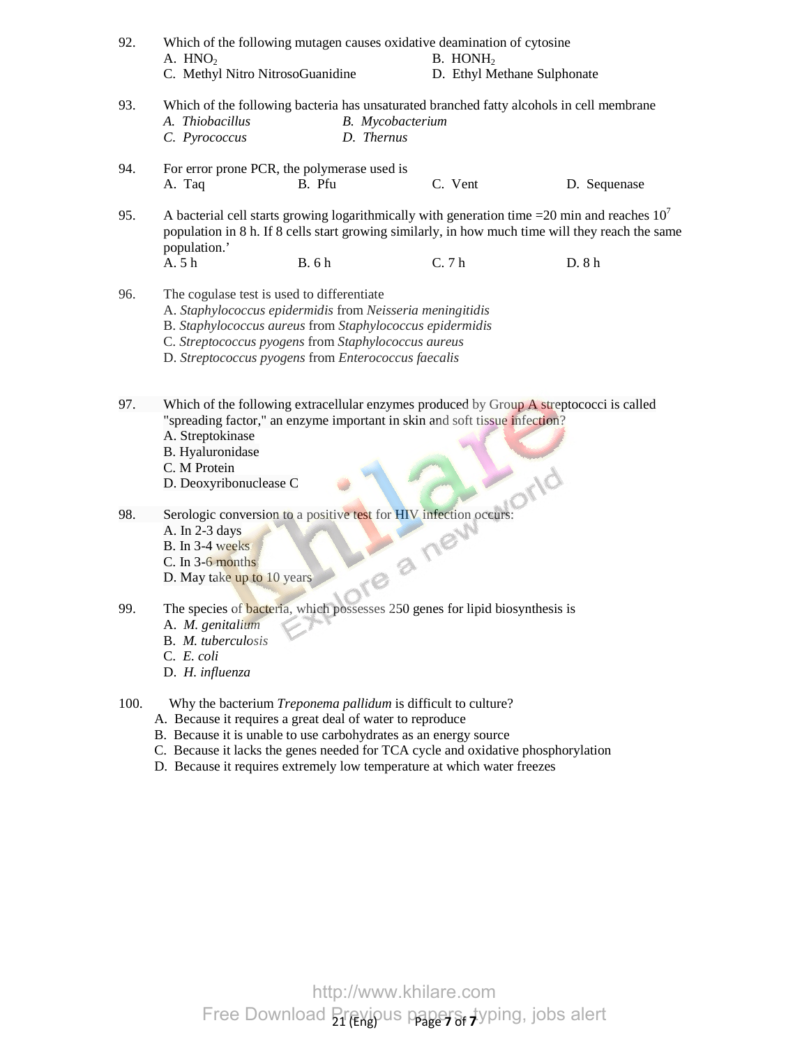92. Which of the following mutagen causes oxidative deamination of cytosine

A. $HNO_2$
B. $HONH_2$
C. Methyl Nitro NitrosoGuanidine
D. Ethyl Methane Sulphonate

93. Which of the following bacteria has unsaturated branched fatty alcohols in cell membrane

*A. Thiobacillus*
*B. Mycobacterium*
*C. Pyrococcus*
*D. Thernus*

94. For error prone PCR, the polymerase used is

A. Taq
B. Pfu
C. Vent
D. Sequenase

95. A bacterial cell starts growing logarithmically with generation time =20 min and reaches $10^7$ population in 8 h. If 8 cells start growing similarly, in how much time will they reach the same population.'

A. 5 h
B. 6 h
C. 7 h
D. 8 h

96. The cogulase test is used to differentiate

A. *Staphylococcus epidermidis* from *Neisseria meningitidis*
B. *Staphylococcus aureus* from *Staphylococcus epidermidis*
C. *Streptococcus pyogens* from *Staphylococcus aureus*
D. *Streptococcus pyogens* from *Enterococcus faecalis*

97. Which of the following extracellular enzymes produced by Group A streptococci is called "spreading factor," an enzyme important in skin and soft tissue infection?

A. Streptokinase
B. Hyaluronidase
C. M Protein
D. Deoxyribonuclease C

98. Serologic conversion to a positive test for HIV infection occurs:

A. In 2-3 days
B. In 3-4 weeks
C. In 3-6 months
D. May take up to 10 years

99. The species of bacteria, which possesses 250 genes for lipid biosynthesis is

A. *M. genitalium*
B. *M. tuberculosis*
C. *E. coli*
D. *H. influenza*

100. Why the bacterium *Treponema pallidum* is difficult to culture?

A. Because it requires a great deal of water to reproduce
B. Because it is unable to use carbohydrates as an energy source
C. Because it lacks the genes needed for TCA cycle and oxidative phosphorylation
D. Because it requires extremely low temperature at which water freezes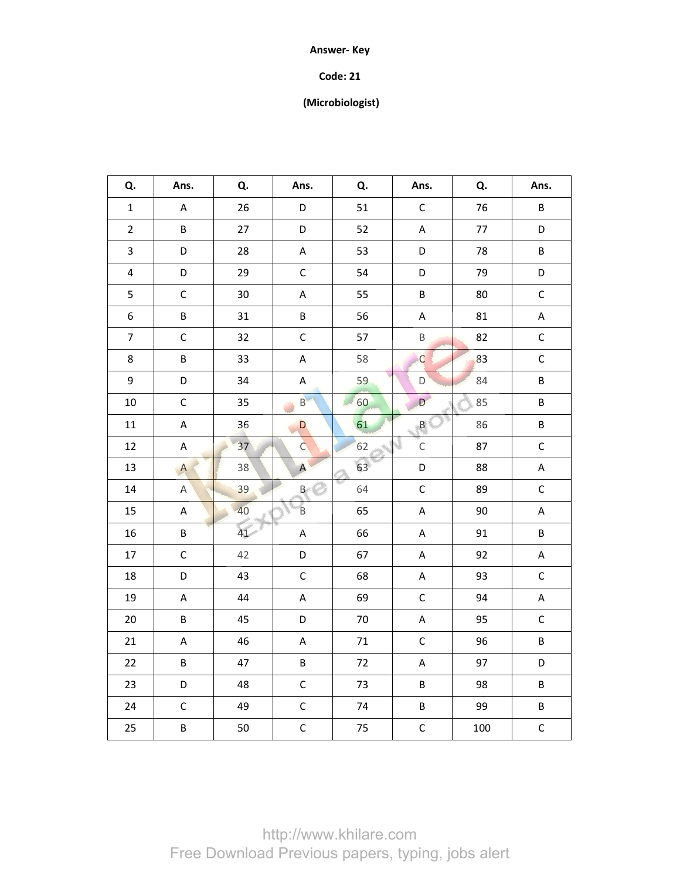**Answer- Key**

**Code: 21**

**(Microbiologist)**

| Q. | Ans. | Q. | Ans. | Q. | Ans. | Q. | Ans. |
|---|---|---|---|---|---|---|---|
| 1 | A | 26 | D | 51 | C | 76 | B |
| 2 | B | 27 | D | 52 | A | 77 | D |
| 3 | D | 28 | A | 53 | D | 78 | B |
| 4 | D | 29 | C | 54 | D | 79 | D |
| 5 | C | 30 | A | 55 | B | 80 | C |
| 6 | B | 31 | B | 56 | A | 81 | A |
| 7 | C | 32 | C | 57 | B | 82 | C |
| 8 | B | 33 | A | 58 | C | 83 | C |
| 9 | D | 34 | A | 59 | D | 84 | B |
| 10 | C | 35 | B | 60 | D | 85 | B |
| 11 | A | 36 | D | 61 | B | 86 | B |
| 12 | A | 37 | C | 62 | C | 87 | C |
| 13 | A | 38 | A | 63 | D | 88 | A |
| 14 | A | 39 | B | 64 | C | 89 | C |
| 15 | A | 40 | B | 65 | A | 90 | A |
| 16 | B | 41 | A | 66 | A | 91 | B |
| 17 | C | 42 | D | 67 | A | 92 | A |
| 18 | D | 43 | C | 68 | A | 93 | C |
| 19 | A | 44 | A | 69 | C | 94 | A |
| 20 | B | 45 | D | 70 | A | 95 | C |
| 21 | A | 46 | A | 71 | C | 96 | B |
| 22 | B | 47 | B | 72 | A | 97 | D |
| 23 | D | 48 | C | 73 | B | 98 | B |
| 24 | C | 49 | C | 74 | B | 99 | B |
| 25 | B | 50 | C | 75 | C | 100 | C |